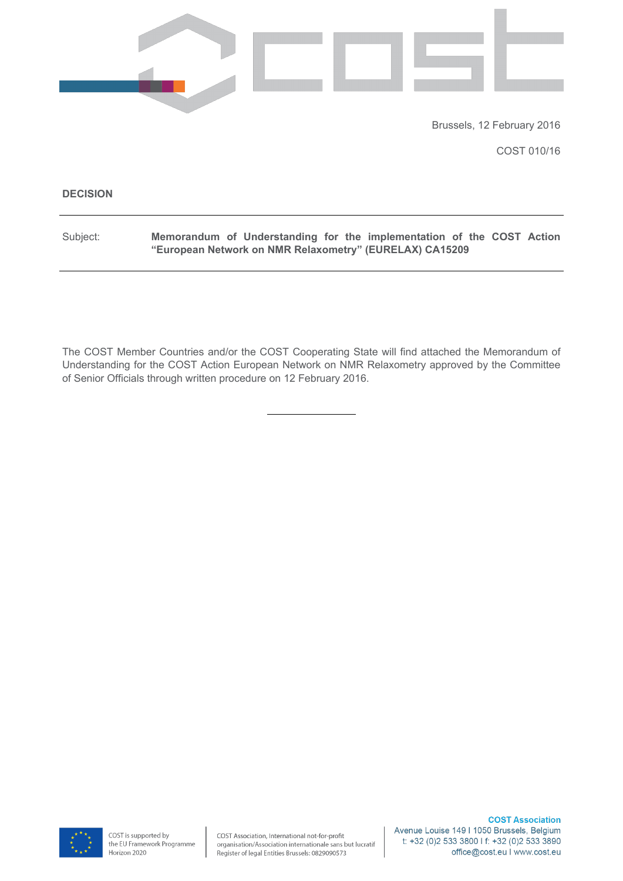Brussels, 12 February 2016

COST 010/16

**DECISION**

---

Subject: **Memorandum of Understanding for the implementation of the COST Action "European Network on NMR Relaxometry" (EURELAX) CA15209**

---

The COST Member Countries and/or the COST Cooperating State will find attached the Memorandum of Understanding for the COST Action European Network on NMR Relaxometry approved by the Committee of Senior Officials through written procedure on 12 February 2016.

---

COST is supported by the EU Framework Programme Horizon 2020

COST Association, International not-for-profit organisation/Association internationale sans but lucratif
Register of legal Entities Brussels: 0829090573

**COST Association**
Avenue Louise 149 I 1050 Brussels, Belgium
t: +32 (0)2 533 3800 I f: +32 (0)2 533 3890
office@cost.eu I www.cost.eu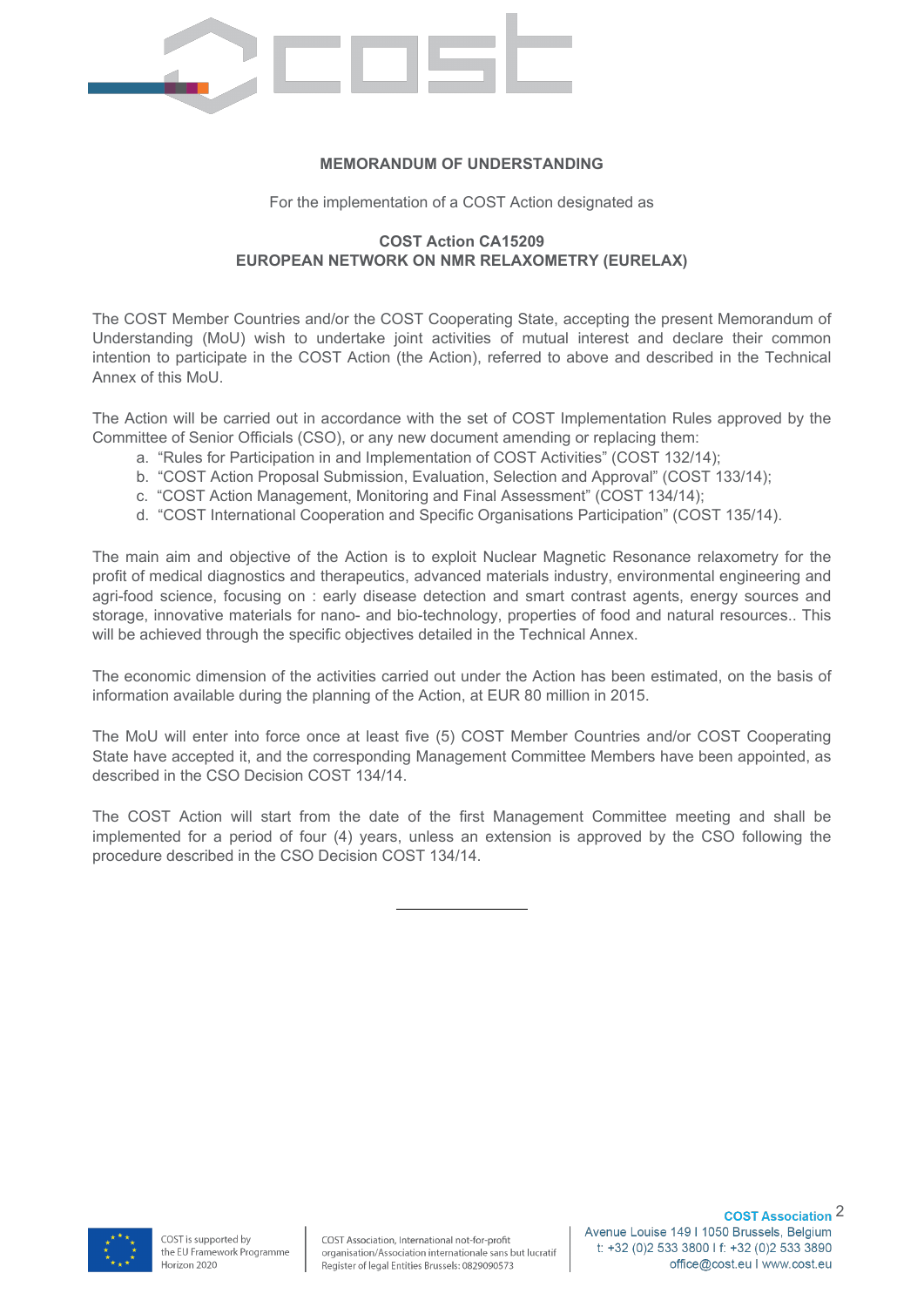**MEMORANDUM OF UNDERSTANDING**

For the implementation of a COST Action designated as

**COST Action CA15209**
**EUROPEAN NETWORK ON NMR RELAXOMETRY (EURELAX)**

The COST Member Countries and/or the COST Cooperating State, accepting the present Memorandum of Understanding (MoU) wish to undertake joint activities of mutual interest and declare their common intention to participate in the COST Action (the Action), referred to above and described in the Technical Annex of this MoU.

The Action will be carried out in accordance with the set of COST Implementation Rules approved by the Committee of Senior Officials (CSO), or any new document amending or replacing them:

a. “Rules for Participation in and Implementation of COST Activities” (COST 132/14);
b. “COST Action Proposal Submission, Evaluation, Selection and Approval” (COST 133/14);
c. “COST Action Management, Monitoring and Final Assessment” (COST 134/14);
d. “COST International Cooperation and Specific Organisations Participation” (COST 135/14).

The main aim and objective of the Action is to exploit Nuclear Magnetic Resonance relaxometry for the profit of medical diagnostics and therapeutics, advanced materials industry, environmental engineering and agri-food science, focusing on : early disease detection and smart contrast agents, energy sources and storage, innovative materials for nano- and bio-technology, properties of food and natural resources.. This will be achieved through the specific objectives detailed in the Technical Annex.

The economic dimension of the activities carried out under the Action has been estimated, on the basis of information available during the planning of the Action, at EUR 80 million in 2015.

The MoU will enter into force once at least five (5) COST Member Countries and/or COST Cooperating State have accepted it, and the corresponding Management Committee Members have been appointed, as described in the CSO Decision COST 134/14.

The COST Action will start from the date of the first Management Committee meeting and shall be implemented for a period of four (4) years, unless an extension is approved by the CSO following the procedure described in the CSO Decision COST 134/14.

---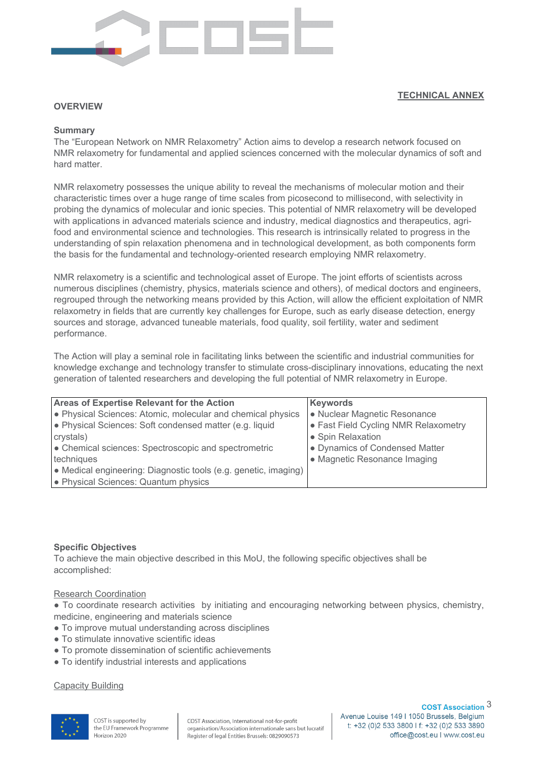**TECHNICAL ANNEX**

## OVERVIEW

### Summary

The "European Network on NMR Relaxometry" Action aims to develop a research network focused on NMR relaxometry for fundamental and applied sciences concerned with the molecular dynamics of soft and hard matter.

NMR relaxometry possesses the unique ability to reveal the mechanisms of molecular motion and their characteristic times over a huge range of time scales from picosecond to millisecond, with selectivity in probing the dynamics of molecular and ionic species. This potential of NMR relaxometry will be developed with applications in advanced materials science and industry, medical diagnostics and therapeutics, agri-food and environmental science and technologies. This research is intrinsically related to progress in the understanding of spin relaxation phenomena and in technological development, as both components form the basis for the fundamental and technology-oriented research employing NMR relaxometry.

NMR relaxometry is a scientific and technological asset of Europe. The joint efforts of scientists across numerous disciplines (chemistry, physics, materials science and others), of medical doctors and engineers, regrouped through the networking means provided by this Action, will allow the efficient exploitation of NMR relaxometry in fields that are currently key challenges for Europe, such as early disease detection, energy sources and storage, advanced tuneable materials, food quality, soil fertility, water and sediment performance.

The Action will play a seminal role in facilitating links between the scientific and industrial communities for knowledge exchange and technology transfer to stimulate cross-disciplinary innovations, educating the next generation of talented researchers and developing the full potential of NMR relaxometry in Europe.

| Areas of Expertise Relevant for the Action | Keywords |
|---|---|
| ● Physical Sciences: Atomic, molecular and chemical physics<br>● Physical Sciences: Soft condensed matter (e.g. liquid crystals)<br>● Chemical sciences: Spectroscopic and spectrometric techniques<br>● Medical engineering: Diagnostic tools (e.g. genetic, imaging)<br>● Physical Sciences: Quantum physics | ● Nuclear Magnetic Resonance<br>● Fast Field Cycling NMR Relaxometry<br>● Spin Relaxation<br>● Dynamics of Condensed Matter<br>● Magnetic Resonance Imaging |

### Specific Objectives

To achieve the main objective described in this MoU, the following specific objectives shall be accomplished:

Research Coordination

- To coordinate research activities by initiating and encouraging networking between physics, chemistry, medicine, engineering and materials science
- To improve mutual understanding across disciplines
- To stimulate innovative scientific ideas
- To promote dissemination of scientific achievements
- To identify industrial interests and applications

Capacity Building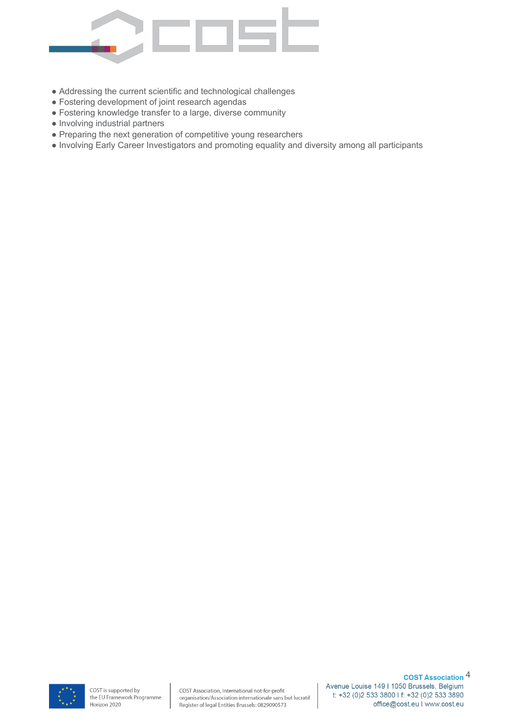- Addressing the current scientific and technological challenges
- Fostering development of joint research agendas
- Fostering knowledge transfer to a large, diverse community
- Involving industrial partners
- Preparing the next generation of competitive young researchers
- Involving Early Career Investigators and promoting equality and diversity among all participants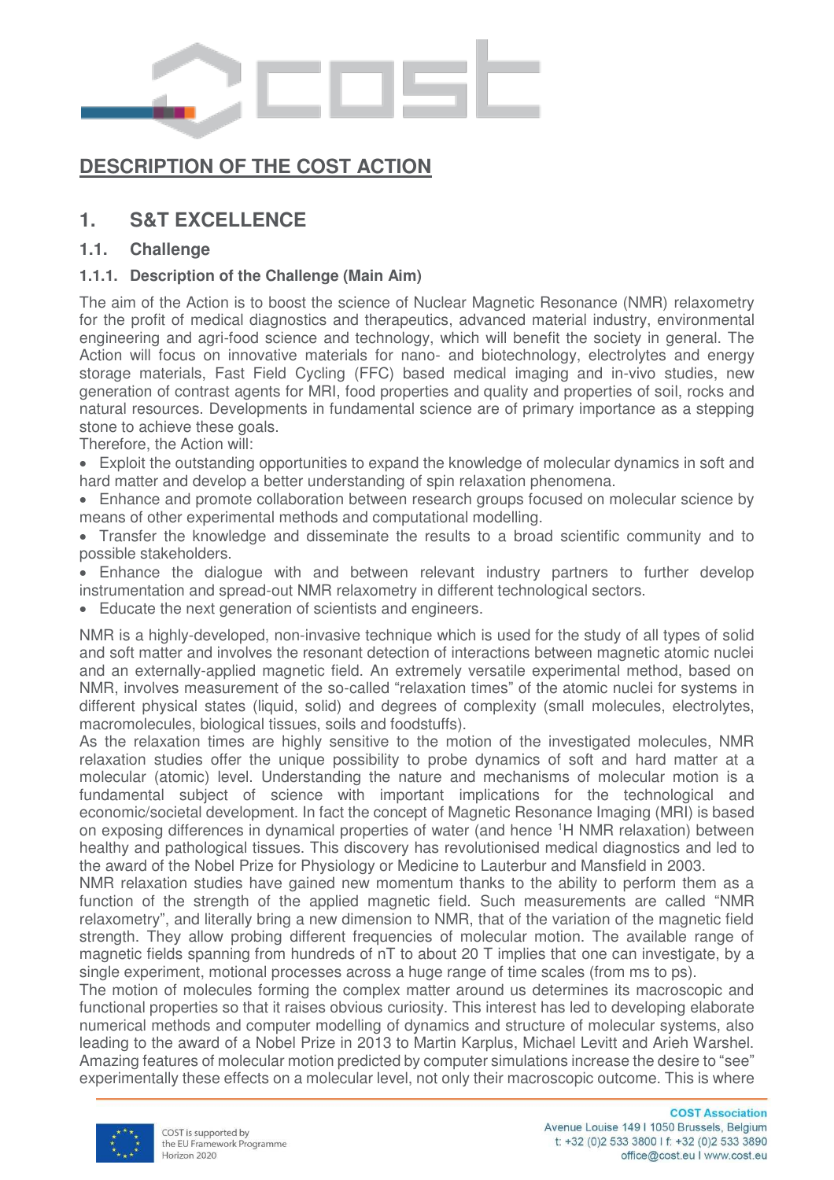# DESCRIPTION OF THE COST ACTION

## 1. S&T EXCELLENCE

### 1.1. Challenge

#### 1.1.1. Description of the Challenge (Main Aim)

The aim of the Action is to boost the science of Nuclear Magnetic Resonance (NMR) relaxometry for the profit of medical diagnostics and therapeutics, advanced material industry, environmental engineering and agri-food science and technology, which will benefit the society in general. The Action will focus on innovative materials for nano- and biotechnology, electrolytes and energy storage materials, Fast Field Cycling (FFC) based medical imaging and in-vivo studies, new generation of contrast agents for MRI, food properties and quality and properties of soil, rocks and natural resources. Developments in fundamental science are of primary importance as a stepping stone to achieve these goals.
Therefore, the Action will:

- Exploit the outstanding opportunities to expand the knowledge of molecular dynamics in soft and hard matter and develop a better understanding of spin relaxation phenomena.
- Enhance and promote collaboration between research groups focused on molecular science by means of other experimental methods and computational modelling.
- Transfer the knowledge and disseminate the results to a broad scientific community and to possible stakeholders.
- Enhance the dialogue with and between relevant industry partners to further develop instrumentation and spread-out NMR relaxometry in different technological sectors.
- Educate the next generation of scientists and engineers.

NMR is a highly-developed, non-invasive technique which is used for the study of all types of solid and soft matter and involves the resonant detection of interactions between magnetic atomic nuclei and an externally-applied magnetic field. An extremely versatile experimental method, based on NMR, involves measurement of the so-called “relaxation times” of the atomic nuclei for systems in different physical states (liquid, solid) and degrees of complexity (small molecules, electrolytes, macromolecules, biological tissues, soils and foodstuffs).
As the relaxation times are highly sensitive to the motion of the investigated molecules, NMR relaxation studies offer the unique possibility to probe dynamics of soft and hard matter at a molecular (atomic) level. Understanding the nature and mechanisms of molecular motion is a fundamental subject of science with important implications for the technological and economic/societal development. In fact the concept of Magnetic Resonance Imaging (MRI) is based on exposing differences in dynamical properties of water (and hence $^{1}$H NMR relaxation) between healthy and pathological tissues. This discovery has revolutionised medical diagnostics and led to the award of the Nobel Prize for Physiology or Medicine to Lauterbur and Mansfield in 2003.
NMR relaxation studies have gained new momentum thanks to the ability to perform them as a function of the strength of the applied magnetic field. Such measurements are called “NMR relaxometry”, and literally bring a new dimension to NMR, that of the variation of the magnetic field strength. They allow probing different frequencies of molecular motion. The available range of magnetic fields spanning from hundreds of nT to about 20 T implies that one can investigate, by a single experiment, motional processes across a huge range of time scales (from ms to ps).
The motion of molecules forming the complex matter around us determines its macroscopic and functional properties so that it raises obvious curiosity. This interest has led to developing elaborate numerical methods and computer modelling of dynamics and structure of molecular systems, also leading to the award of a Nobel Prize in 2013 to Martin Karplus, Michael Levitt and Arieh Warshel. Amazing features of molecular motion predicted by computer simulations increase the desire to “see” experimentally these effects on a molecular level, not only their macroscopic outcome. This is where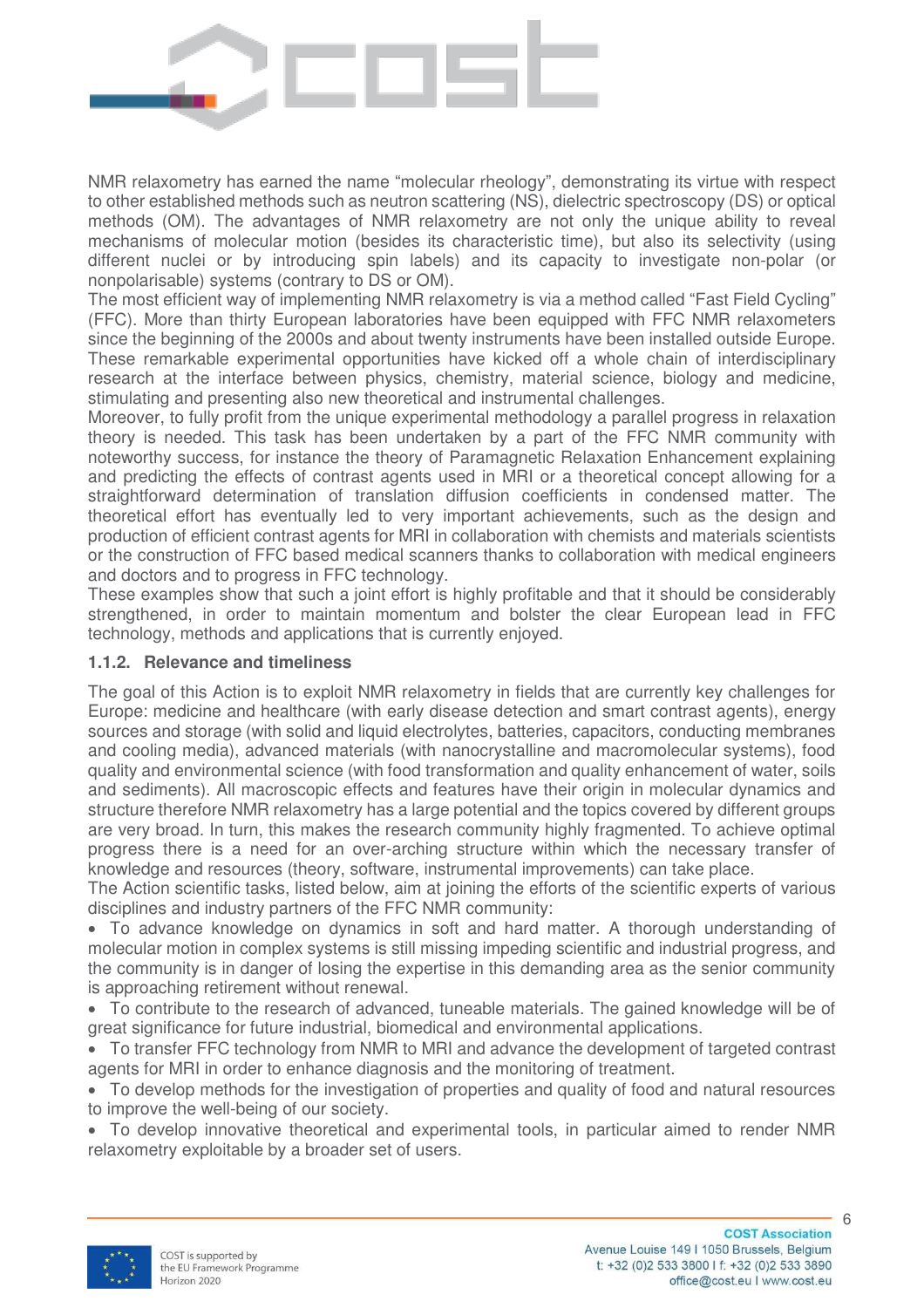NMR relaxometry has earned the name "molecular rheology", demonstrating its virtue with respect to other established methods such as neutron scattering (NS), dielectric spectroscopy (DS) or optical methods (OM). The advantages of NMR relaxometry are not only the unique ability to reveal mechanisms of molecular motion (besides its characteristic time), but also its selectivity (using different nuclei or by introducing spin labels) and its capacity to investigate non-polar (or nonpolarisable) systems (contrary to DS or OM).

The most efficient way of implementing NMR relaxometry is via a method called "Fast Field Cycling" (FFC). More than thirty European laboratories have been equipped with FFC NMR relaxometers since the beginning of the 2000s and about twenty instruments have been installed outside Europe. These remarkable experimental opportunities have kicked off a whole chain of interdisciplinary research at the interface between physics, chemistry, material science, biology and medicine, stimulating and presenting also new theoretical and instrumental challenges.

Moreover, to fully profit from the unique experimental methodology a parallel progress in relaxation theory is needed. This task has been undertaken by a part of the FFC NMR community with noteworthy success, for instance the theory of Paramagnetic Relaxation Enhancement explaining and predicting the effects of contrast agents used in MRI or a theoretical concept allowing for a straightforward determination of translation diffusion coefficients in condensed matter. The theoretical effort has eventually led to very important achievements, such as the design and production of efficient contrast agents for MRI in collaboration with chemists and materials scientists or the construction of FFC based medical scanners thanks to collaboration with medical engineers and doctors and to progress in FFC technology.

These examples show that such a joint effort is highly profitable and that it should be considerably strengthened, in order to maintain momentum and bolster the clear European lead in FFC technology, methods and applications that is currently enjoyed.

### 1.1.2. Relevance and timeliness

The goal of this Action is to exploit NMR relaxometry in fields that are currently key challenges for Europe: medicine and healthcare (with early disease detection and smart contrast agents), energy sources and storage (with solid and liquid electrolytes, batteries, capacitors, conducting membranes and cooling media), advanced materials (with nanocrystalline and macromolecular systems), food quality and environmental science (with food transformation and quality enhancement of water, soils and sediments). All macroscopic effects and features have their origin in molecular dynamics and structure therefore NMR relaxometry has a large potential and the topics covered by different groups are very broad. In turn, this makes the research community highly fragmented. To achieve optimal progress there is a need for an over-arching structure within which the necessary transfer of knowledge and resources (theory, software, instrumental improvements) can take place.

The Action scientific tasks, listed below, aim at joining the efforts of the scientific experts of various disciplines and industry partners of the FFC NMR community:

- To advance knowledge on dynamics in soft and hard matter. A thorough understanding of molecular motion in complex systems is still missing impeding scientific and industrial progress, and the community is in danger of losing the expertise in this demanding area as the senior community is approaching retirement without renewal.
- To contribute to the research of advanced, tuneable materials. The gained knowledge will be of great significance for future industrial, biomedical and environmental applications.
- To transfer FFC technology from NMR to MRI and advance the development of targeted contrast agents for MRI in order to enhance diagnosis and the monitoring of treatment.
- To develop methods for the investigation of properties and quality of food and natural resources to improve the well-being of our society.
- To develop innovative theoretical and experimental tools, in particular aimed to render NMR relaxometry exploitable by a broader set of users.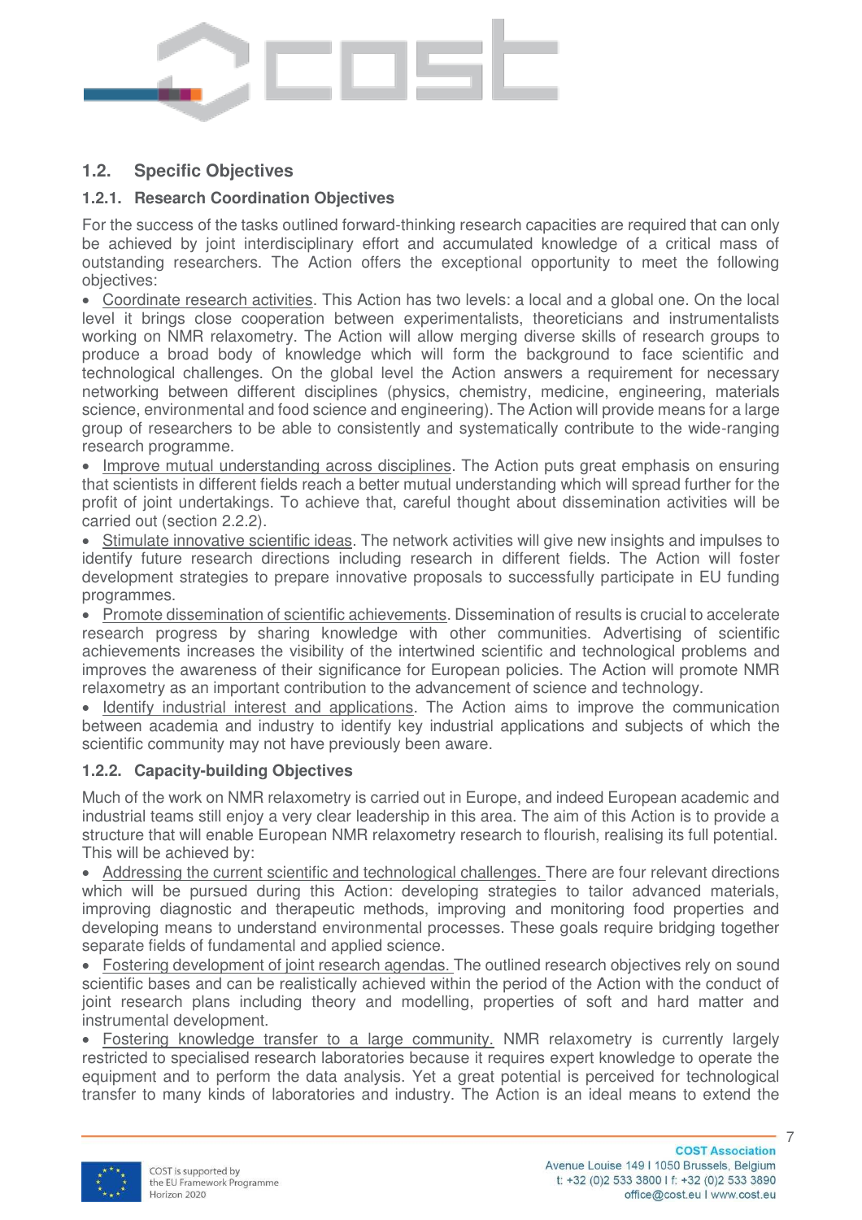## 1.2. Specific Objectives

### 1.2.1. Research Coordination Objectives

For the success of the tasks outlined forward-thinking research capacities are required that can only be achieved by joint interdisciplinary effort and accumulated knowledge of a critical mass of outstanding researchers. The Action offers the exceptional opportunity to meet the following objectives:

- Coordinate research activities. This Action has two levels: a local and a global one. On the local level it brings close cooperation between experimentalists, theoreticians and instrumentalists working on NMR relaxometry. The Action will allow merging diverse skills of research groups to produce a broad body of knowledge which will form the background to face scientific and technological challenges. On the global level the Action answers a requirement for necessary networking between different disciplines (physics, chemistry, medicine, engineering, materials science, environmental and food science and engineering). The Action will provide means for a large group of researchers to be able to consistently and systematically contribute to the wide-ranging research programme.
- Improve mutual understanding across disciplines. The Action puts great emphasis on ensuring that scientists in different fields reach a better mutual understanding which will spread further for the profit of joint undertakings. To achieve that, careful thought about dissemination activities will be carried out (section 2.2.2).
- Stimulate innovative scientific ideas. The network activities will give new insights and impulses to identify future research directions including research in different fields. The Action will foster development strategies to prepare innovative proposals to successfully participate in EU funding programmes.
- Promote dissemination of scientific achievements. Dissemination of results is crucial to accelerate research progress by sharing knowledge with other communities. Advertising of scientific achievements increases the visibility of the intertwined scientific and technological problems and improves the awareness of their significance for European policies. The Action will promote NMR relaxometry as an important contribution to the advancement of science and technology.
- Identify industrial interest and applications. The Action aims to improve the communication between academia and industry to identify key industrial applications and subjects of which the scientific community may not have previously been aware.

### 1.2.2. Capacity-building Objectives

Much of the work on NMR relaxometry is carried out in Europe, and indeed European academic and industrial teams still enjoy a very clear leadership in this area. The aim of this Action is to provide a structure that will enable European NMR relaxometry research to flourish, realising its full potential. This will be achieved by:

- Addressing the current scientific and technological challenges. There are four relevant directions which will be pursued during this Action: developing strategies to tailor advanced materials, improving diagnostic and therapeutic methods, improving and monitoring food properties and developing means to understand environmental processes. These goals require bridging together separate fields of fundamental and applied science.
- Fostering development of joint research agendas. The outlined research objectives rely on sound scientific bases and can be realistically achieved within the period of the Action with the conduct of joint research plans including theory and modelling, properties of soft and hard matter and instrumental development.
- Fostering knowledge transfer to a large community. NMR relaxometry is currently largely restricted to specialised research laboratories because it requires expert knowledge to operate the equipment and to perform the data analysis. Yet a great potential is perceived for technological transfer to many kinds of laboratories and industry. The Action is an ideal means to extend the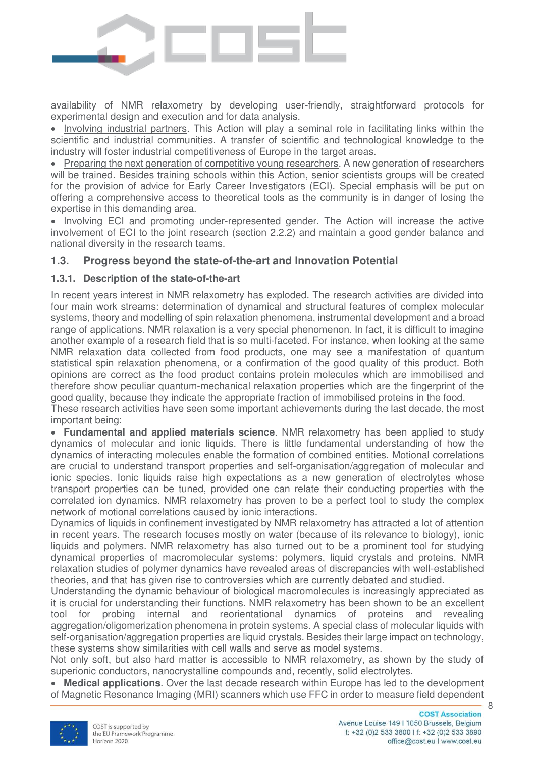availability of NMR relaxometry by developing user-friendly, straightforward protocols for experimental design and execution and for data analysis.

- Involving industrial partners. This Action will play a seminal role in facilitating links within the scientific and industrial communities. A transfer of scientific and technological knowledge to the industry will foster industrial competitiveness of Europe in the target areas.
- Preparing the next generation of competitive young researchers. A new generation of researchers will be trained. Besides training schools within this Action, senior scientists groups will be created for the provision of advice for Early Career Investigators (ECI). Special emphasis will be put on offering a comprehensive access to theoretical tools as the community is in danger of losing the expertise in this demanding area.
- Involving ECI and promoting under-represented gender. The Action will increase the active involvement of ECI to the joint research (section 2.2.2) and maintain a good gender balance and national diversity in the research teams.

## 1.3. Progress beyond the state-of-the-art and Innovation Potential

### 1.3.1. Description of the state-of-the-art

In recent years interest in NMR relaxometry has exploded. The research activities are divided into four main work streams: determination of dynamical and structural features of complex molecular systems, theory and modelling of spin relaxation phenomena, instrumental development and a broad range of applications. NMR relaxation is a very special phenomenon. In fact, it is difficult to imagine another example of a research field that is so multi-faceted. For instance, when looking at the same NMR relaxation data collected from food products, one may see a manifestation of quantum statistical spin relaxation phenomena, or a confirmation of the good quality of this product. Both opinions are correct as the food product contains protein molecules which are immobilised and therefore show peculiar quantum-mechanical relaxation properties which are the fingerprint of the good quality, because they indicate the appropriate fraction of immobilised proteins in the food.

These research activities have seen some important achievements during the last decade, the most important being:

- **Fundamental and applied materials science**. NMR relaxometry has been applied to study dynamics of molecular and ionic liquids. There is little fundamental understanding of how the dynamics of interacting molecules enable the formation of combined entities. Motional correlations are crucial to understand transport properties and self-organisation/aggregation of molecular and ionic species. Ionic liquids raise high expectations as a new generation of electrolytes whose transport properties can be tuned, provided one can relate their conducting properties with the correlated ion dynamics. NMR relaxometry has proven to be a perfect tool to study the complex network of motional correlations caused by ionic interactions.

Dynamics of liquids in confinement investigated by NMR relaxometry has attracted a lot of attention in recent years. The research focuses mostly on water (because of its relevance to biology), ionic liquids and polymers. NMR relaxometry has also turned out to be a prominent tool for studying dynamical properties of macromolecular systems: polymers, liquid crystals and proteins. NMR relaxation studies of polymer dynamics have revealed areas of discrepancies with well-established theories, and that has given rise to controversies which are currently debated and studied.

Understanding the dynamic behaviour of biological macromolecules is increasingly appreciated as it is crucial for understanding their functions. NMR relaxometry has been shown to be an excellent tool for probing internal and reorientational dynamics of proteins and revealing aggregation/oligomerization phenomena in protein systems. A special class of molecular liquids with self-organisation/aggregation properties are liquid crystals. Besides their large impact on technology, these systems show similarities with cell walls and serve as model systems.

Not only soft, but also hard matter is accessible to NMR relaxometry, as shown by the study of superionic conductors, nanocrystalline compounds and, recently, solid electrolytes.

- **Medical applications**. Over the last decade research within Europe has led to the development of Magnetic Resonance Imaging (MRI) scanners which use FFC in order to measure field dependent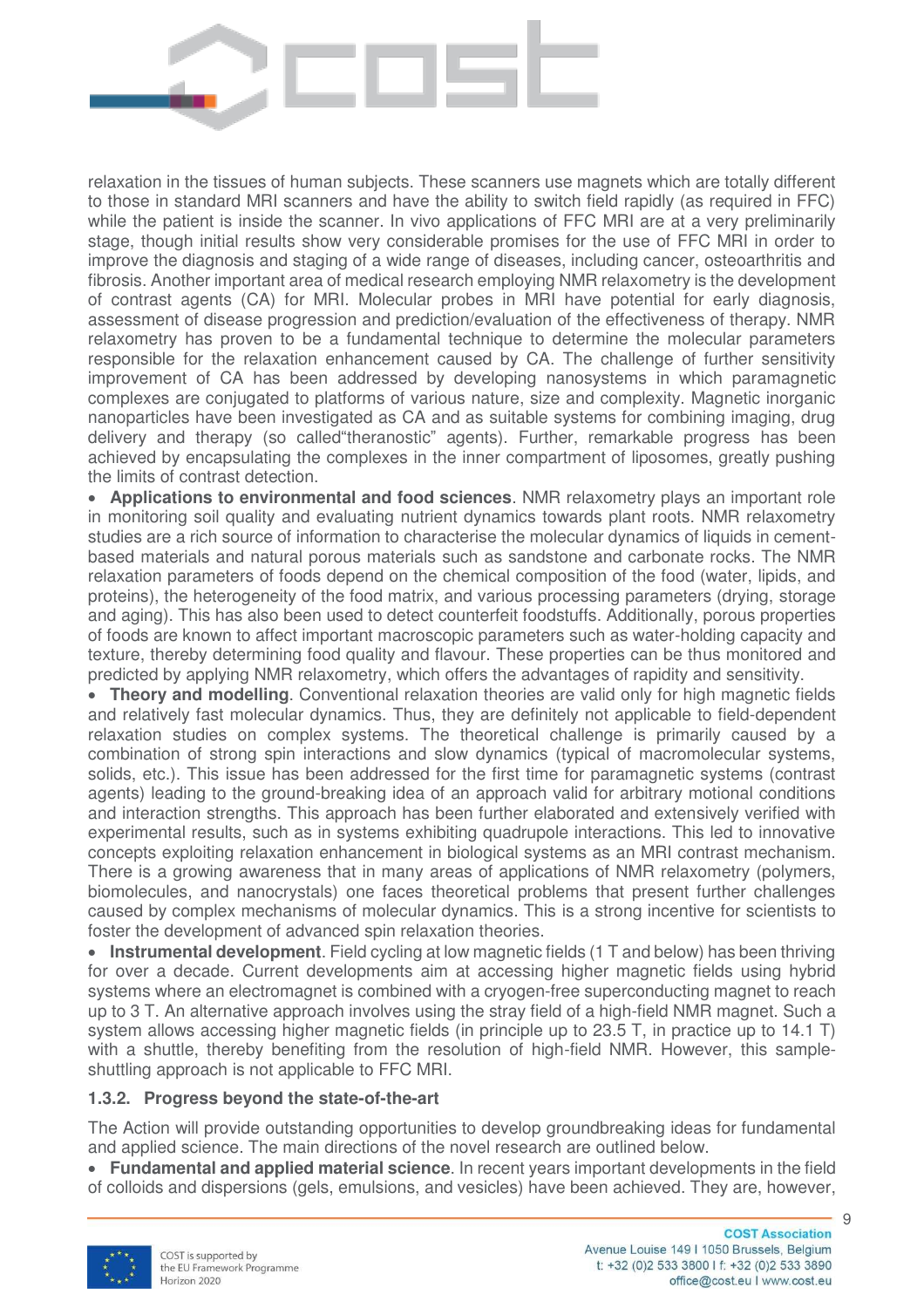relaxation in the tissues of human subjects. These scanners use magnets which are totally different to those in standard MRI scanners and have the ability to switch field rapidly (as required in FFC) while the patient is inside the scanner. In vivo applications of FFC MRI are at a very preliminarily stage, though initial results show very considerable promises for the use of FFC MRI in order to improve the diagnosis and staging of a wide range of diseases, including cancer, osteoarthritis and fibrosis. Another important area of medical research employing NMR relaxometry is the development of contrast agents (CA) for MRI. Molecular probes in MRI have potential for early diagnosis, assessment of disease progression and prediction/evaluation of the effectiveness of therapy. NMR relaxometry has proven to be a fundamental technique to determine the molecular parameters responsible for the relaxation enhancement caused by CA. The challenge of further sensitivity improvement of CA has been addressed by developing nanosystems in which paramagnetic complexes are conjugated to platforms of various nature, size and complexity. Magnetic inorganic nanoparticles have been investigated as CA and as suitable systems for combining imaging, drug delivery and therapy (so called"theranostic" agents). Further, remarkable progress has been achieved by encapsulating the complexes in the inner compartment of liposomes, greatly pushing the limits of contrast detection.

- **Applications to environmental and food sciences**. NMR relaxometry plays an important role in monitoring soil quality and evaluating nutrient dynamics towards plant roots. NMR relaxometry studies are a rich source of information to characterise the molecular dynamics of liquids in cement-based materials and natural porous materials such as sandstone and carbonate rocks. The NMR relaxation parameters of foods depend on the chemical composition of the food (water, lipids, and proteins), the heterogeneity of the food matrix, and various processing parameters (drying, storage and aging). This has also been used to detect counterfeit foodstuffs. Additionally, porous properties of foods are known to affect important macroscopic parameters such as water-holding capacity and texture, thereby determining food quality and flavour. These properties can be thus monitored and predicted by applying NMR relaxometry, which offers the advantages of rapidity and sensitivity.
- **Theory and modelling**. Conventional relaxation theories are valid only for high magnetic fields and relatively fast molecular dynamics. Thus, they are definitely not applicable to field-dependent relaxation studies on complex systems. The theoretical challenge is primarily caused by a combination of strong spin interactions and slow dynamics (typical of macromolecular systems, solids, etc.). This issue has been addressed for the first time for paramagnetic systems (contrast agents) leading to the ground-breaking idea of an approach valid for arbitrary motional conditions and interaction strengths. This approach has been further elaborated and extensively verified with experimental results, such as in systems exhibiting quadrupole interactions. This led to innovative concepts exploiting relaxation enhancement in biological systems as an MRI contrast mechanism. There is a growing awareness that in many areas of applications of NMR relaxometry (polymers, biomolecules, and nanocrystals) one faces theoretical problems that present further challenges caused by complex mechanisms of molecular dynamics. This is a strong incentive for scientists to foster the development of advanced spin relaxation theories.
- **Instrumental development**. Field cycling at low magnetic fields (1 T and below) has been thriving for over a decade. Current developments aim at accessing higher magnetic fields using hybrid systems where an electromagnet is combined with a cryogen-free superconducting magnet to reach up to 3 T. An alternative approach involves using the stray field of a high-field NMR magnet. Such a system allows accessing higher magnetic fields (in principle up to 23.5 T, in practice up to 14.1 T) with a shuttle, thereby benefiting from the resolution of high-field NMR. However, this sample-shuttling approach is not applicable to FFC MRI.

### 1.3.2. Progress beyond the state-of-the-art

The Action will provide outstanding opportunities to develop groundbreaking ideas for fundamental and applied science. The main directions of the novel research are outlined below.

- **Fundamental and applied material science**. In recent years important developments in the field of colloids and dispersions (gels, emulsions, and vesicles) have been achieved. They are, however,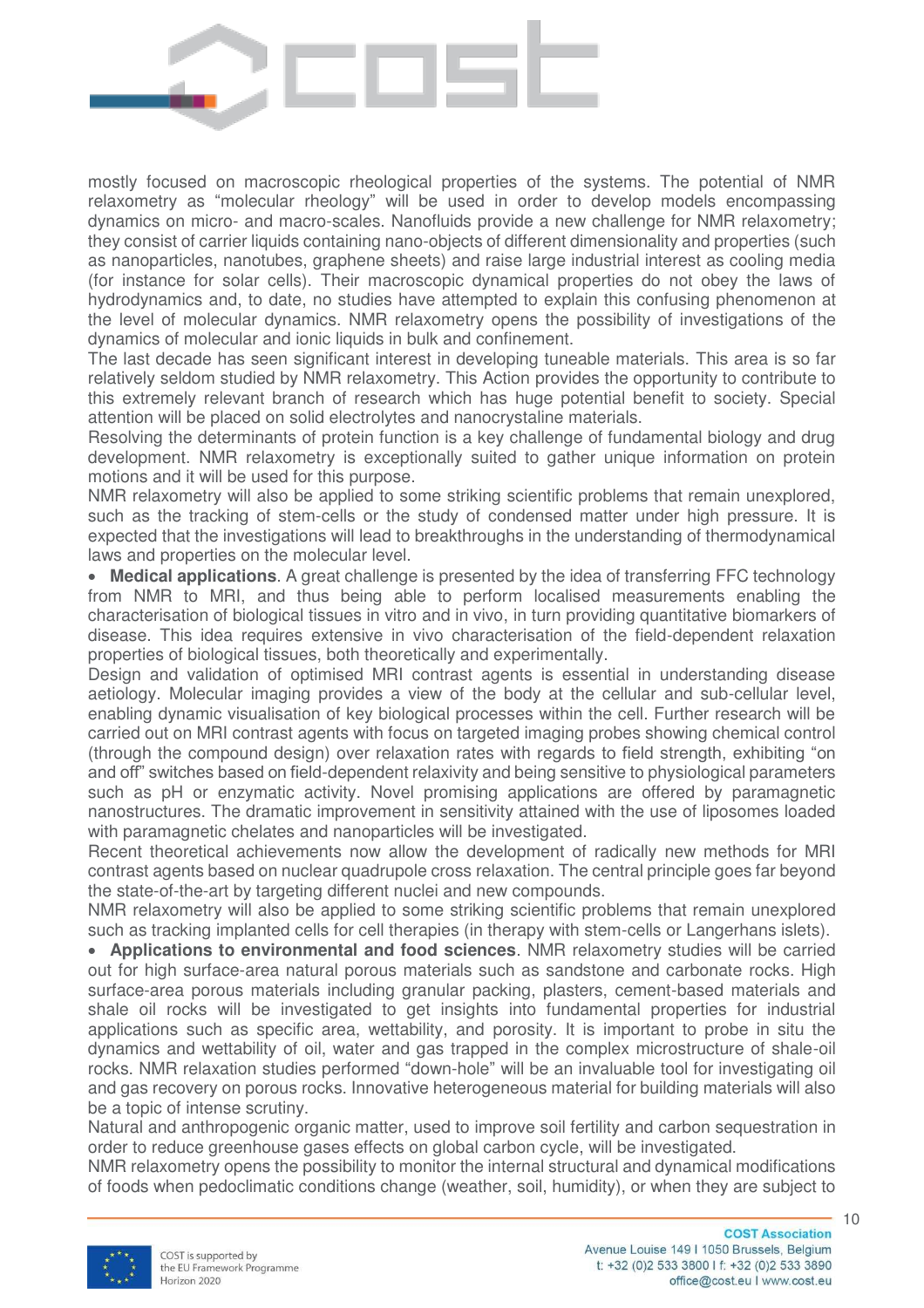mostly focused on macroscopic rheological properties of the systems. The potential of NMR relaxometry as "molecular rheology" will be used in order to develop models encompassing dynamics on micro- and macro-scales. Nanofluids provide a new challenge for NMR relaxometry; they consist of carrier liquids containing nano-objects of different dimensionality and properties (such as nanoparticles, nanotubes, graphene sheets) and raise large industrial interest as cooling media (for instance for solar cells). Their macroscopic dynamical properties do not obey the laws of hydrodynamics and, to date, no studies have attempted to explain this confusing phenomenon at the level of molecular dynamics. NMR relaxometry opens the possibility of investigations of the dynamics of molecular and ionic liquids in bulk and confinement.
The last decade has seen significant interest in developing tuneable materials. This area is so far relatively seldom studied by NMR relaxometry. This Action provides the opportunity to contribute to this extremely relevant branch of research which has huge potential benefit to society. Special attention will be placed on solid electrolytes and nanocrystaline materials.
Resolving the determinants of protein function is a key challenge of fundamental biology and drug development. NMR relaxometry is exceptionally suited to gather unique information on protein motions and it will be used for this purpose.
NMR relaxometry will also be applied to some striking scientific problems that remain unexplored, such as the tracking of stem-cells or the study of condensed matter under high pressure. It is expected that the investigations will lead to breakthroughs in the understanding of thermodynamical laws and properties on the molecular level.

- **Medical applications**. A great challenge is presented by the idea of transferring FFC technology from NMR to MRI, and thus being able to perform localised measurements enabling the characterisation of biological tissues in vitro and in vivo, in turn providing quantitative biomarkers of disease. This idea requires extensive in vivo characterisation of the field-dependent relaxation properties of biological tissues, both theoretically and experimentally.

Design and validation of optimised MRI contrast agents is essential in understanding disease aetiology. Molecular imaging provides a view of the body at the cellular and sub-cellular level, enabling dynamic visualisation of key biological processes within the cell. Further research will be carried out on MRI contrast agents with focus on targeted imaging probes showing chemical control (through the compound design) over relaxation rates with regards to field strength, exhibiting "on and off" switches based on field-dependent relaxivity and being sensitive to physiological parameters such as pH or enzymatic activity. Novel promising applications are offered by paramagnetic nanostructures. The dramatic improvement in sensitivity attained with the use of liposomes loaded with paramagnetic chelates and nanoparticles will be investigated.
Recent theoretical achievements now allow the development of radically new methods for MRI contrast agents based on nuclear quadrupole cross relaxation. The central principle goes far beyond the state-of-the-art by targeting different nuclei and new compounds.
NMR relaxometry will also be applied to some striking scientific problems that remain unexplored such as tracking implanted cells for cell therapies (in therapy with stem-cells or Langerhans islets).

- **Applications to environmental and food sciences**. NMR relaxometry studies will be carried out for high surface-area natural porous materials such as sandstone and carbonate rocks. High surface-area porous materials including granular packing, plasters, cement-based materials and shale oil rocks will be investigated to get insights into fundamental properties for industrial applications such as specific area, wettability, and porosity. It is important to probe in situ the dynamics and wettability of oil, water and gas trapped in the complex microstructure of shale-oil rocks. NMR relaxation studies performed "down-hole" will be an invaluable tool for investigating oil and gas recovery on porous rocks. Innovative heterogeneous material for building materials will also be a topic of intense scrutiny.

Natural and anthropogenic organic matter, used to improve soil fertility and carbon sequestration in order to reduce greenhouse gases effects on global carbon cycle, will be investigated.
NMR relaxometry opens the possibility to monitor the internal structural and dynamical modifications of foods when pedoclimatic conditions change (weather, soil, humidity), or when they are subject to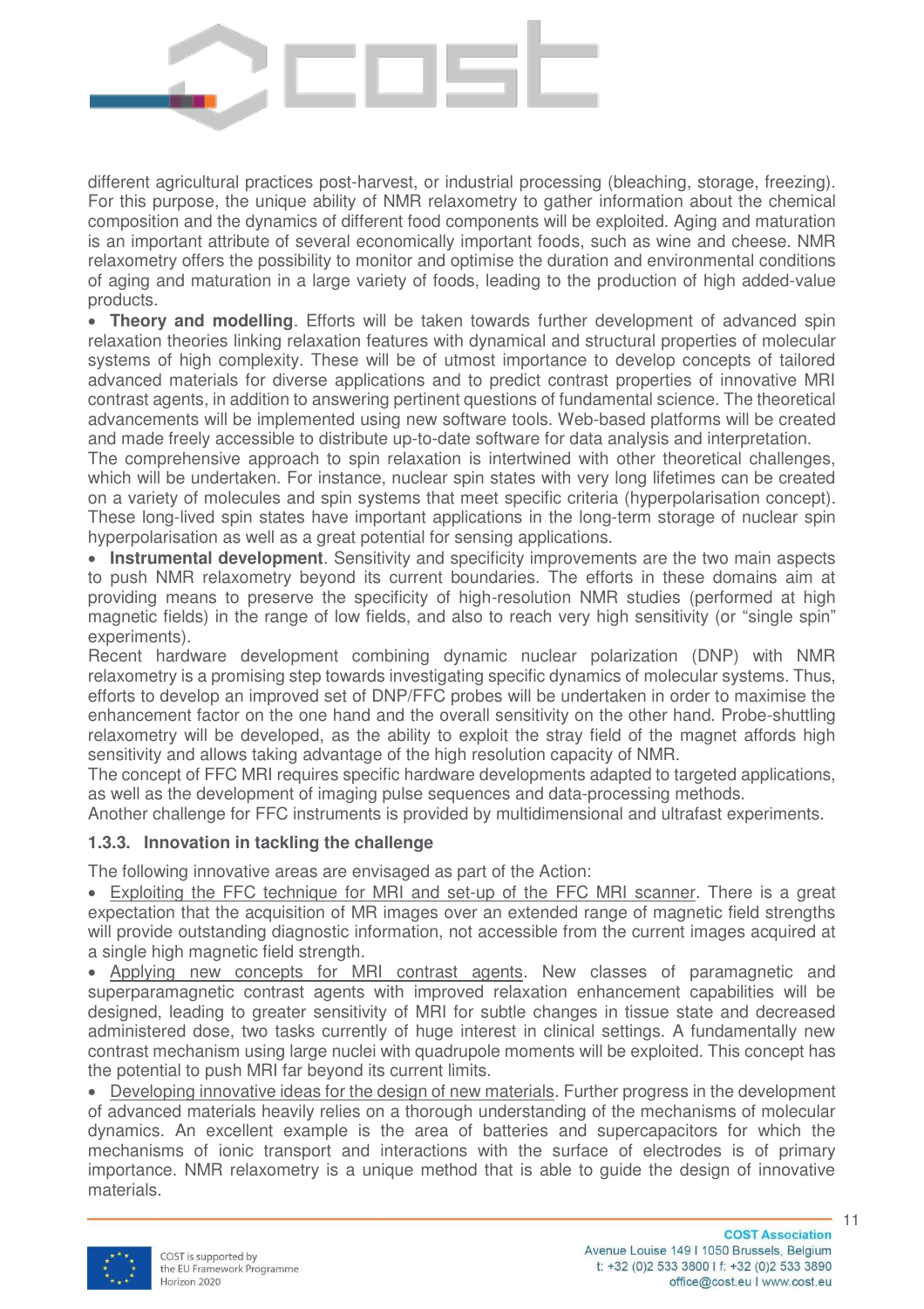different agricultural practices post-harvest, or industrial processing (bleaching, storage, freezing). For this purpose, the unique ability of NMR relaxometry to gather information about the chemical composition and the dynamics of different food components will be exploited. Aging and maturation is an important attribute of several economically important foods, such as wine and cheese. NMR relaxometry offers the possibility to monitor and optimise the duration and environmental conditions of aging and maturation in a large variety of foods, leading to the production of high added-value products.

- **Theory and modelling**. Efforts will be taken towards further development of advanced spin relaxation theories linking relaxation features with dynamical and structural properties of molecular systems of high complexity. These will be of utmost importance to develop concepts of tailored advanced materials for diverse applications and to predict contrast properties of innovative MRI contrast agents, in addition to answering pertinent questions of fundamental science. The theoretical advancements will be implemented using new software tools. Web-based platforms will be created and made freely accessible to distribute up-to-date software for data analysis and interpretation.

The comprehensive approach to spin relaxation is intertwined with other theoretical challenges, which will be undertaken. For instance, nuclear spin states with very long lifetimes can be created on a variety of molecules and spin systems that meet specific criteria (hyperpolarisation concept). These long-lived spin states have important applications in the long-term storage of nuclear spin hyperpolarisation as well as a great potential for sensing applications.

- **Instrumental development**. Sensitivity and specificity improvements are the two main aspects to push NMR relaxometry beyond its current boundaries. The efforts in these domains aim at providing means to preserve the specificity of high-resolution NMR studies (performed at high magnetic fields) in the range of low fields, and also to reach very high sensitivity (or "single spin" experiments).

Recent hardware development combining dynamic nuclear polarization (DNP) with NMR relaxometry is a promising step towards investigating specific dynamics of molecular systems. Thus, efforts to develop an improved set of DNP/FFC probes will be undertaken in order to maximise the enhancement factor on the one hand and the overall sensitivity on the other hand. Probe-shuttling relaxometry will be developed, as the ability to exploit the stray field of the magnet affords high sensitivity and allows taking advantage of the high resolution capacity of NMR.

The concept of FFC MRI requires specific hardware developments adapted to targeted applications, as well as the development of imaging pulse sequences and data-processing methods.

Another challenge for FFC instruments is provided by multidimensional and ultrafast experiments.

### 1.3.3. Innovation in tackling the challenge

The following innovative areas are envisaged as part of the Action:

- Exploiting the FFC technique for MRI and set-up of the FFC MRI scanner. There is a great expectation that the acquisition of MR images over an extended range of magnetic field strengths will provide outstanding diagnostic information, not accessible from the current images acquired at a single high magnetic field strength.
- Applying new concepts for MRI contrast agents. New classes of paramagnetic and superparamagnetic contrast agents with improved relaxation enhancement capabilities will be designed, leading to greater sensitivity of MRI for subtle changes in tissue state and decreased administered dose, two tasks currently of huge interest in clinical settings. A fundamentally new contrast mechanism using large nuclei with quadrupole moments will be exploited. This concept has the potential to push MRI far beyond its current limits.
- Developing innovative ideas for the design of new materials. Further progress in the development of advanced materials heavily relies on a thorough understanding of the mechanisms of molecular dynamics. An excellent example is the area of batteries and supercapacitors for which the mechanisms of ionic transport and interactions with the surface of electrodes is of primary importance. NMR relaxometry is a unique method that is able to guide the design of innovative materials.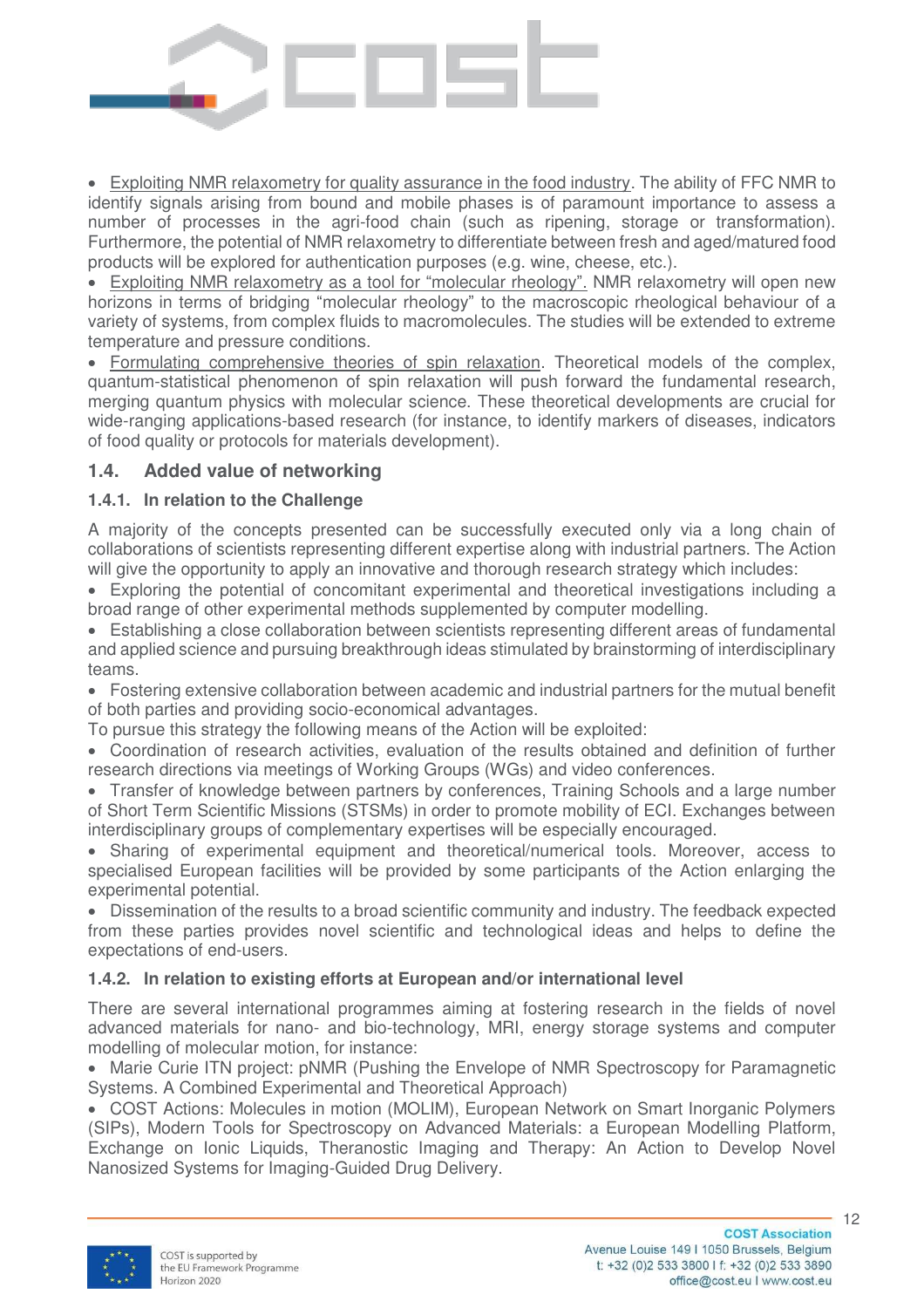- Exploiting NMR relaxometry for quality assurance in the food industry. The ability of FFC NMR to identify signals arising from bound and mobile phases is of paramount importance to assess a number of processes in the agri-food chain (such as ripening, storage or transformation). Furthermore, the potential of NMR relaxometry to differentiate between fresh and aged/matured food products will be explored for authentication purposes (e.g. wine, cheese, etc.).
- Exploiting NMR relaxometry as a tool for "molecular rheology". NMR relaxometry will open new horizons in terms of bridging "molecular rheology" to the macroscopic rheological behaviour of a variety of systems, from complex fluids to macromolecules. The studies will be extended to extreme temperature and pressure conditions.
- Formulating comprehensive theories of spin relaxation. Theoretical models of the complex, quantum-statistical phenomenon of spin relaxation will push forward the fundamental research, merging quantum physics with molecular science. These theoretical developments are crucial for wide-ranging applications-based research (for instance, to identify markers of diseases, indicators of food quality or protocols for materials development).

## 1.4. Added value of networking

### 1.4.1. In relation to the Challenge

A majority of the concepts presented can be successfully executed only via a long chain of collaborations of scientists representing different expertise along with industrial partners. The Action will give the opportunity to apply an innovative and thorough research strategy which includes:

- Exploring the potential of concomitant experimental and theoretical investigations including a broad range of other experimental methods supplemented by computer modelling.
- Establishing a close collaboration between scientists representing different areas of fundamental and applied science and pursuing breakthrough ideas stimulated by brainstorming of interdisciplinary teams.
- Fostering extensive collaboration between academic and industrial partners for the mutual benefit of both parties and providing socio-economical advantages.

To pursue this strategy the following means of the Action will be exploited:

- Coordination of research activities, evaluation of the results obtained and definition of further research directions via meetings of Working Groups (WGs) and video conferences.
- Transfer of knowledge between partners by conferences, Training Schools and a large number of Short Term Scientific Missions (STSMs) in order to promote mobility of ECI. Exchanges between interdisciplinary groups of complementary expertises will be especially encouraged.
- Sharing of experimental equipment and theoretical/numerical tools. Moreover, access to specialised European facilities will be provided by some participants of the Action enlarging the experimental potential.
- Dissemination of the results to a broad scientific community and industry. The feedback expected from these parties provides novel scientific and technological ideas and helps to define the expectations of end-users.

### 1.4.2. In relation to existing efforts at European and/or international level

There are several international programmes aiming at fostering research in the fields of novel advanced materials for nano- and bio-technology, MRI, energy storage systems and computer modelling of molecular motion, for instance:

- Marie Curie ITN project: pNMR (Pushing the Envelope of NMR Spectroscopy for Paramagnetic Systems. A Combined Experimental and Theoretical Approach)
- COST Actions: Molecules in motion (MOLIM), European Network on Smart Inorganic Polymers (SIPs), Modern Tools for Spectroscopy on Advanced Materials: a European Modelling Platform, Exchange on Ionic Liquids, Theranostic Imaging and Therapy: An Action to Develop Novel Nanosized Systems for Imaging-Guided Drug Delivery.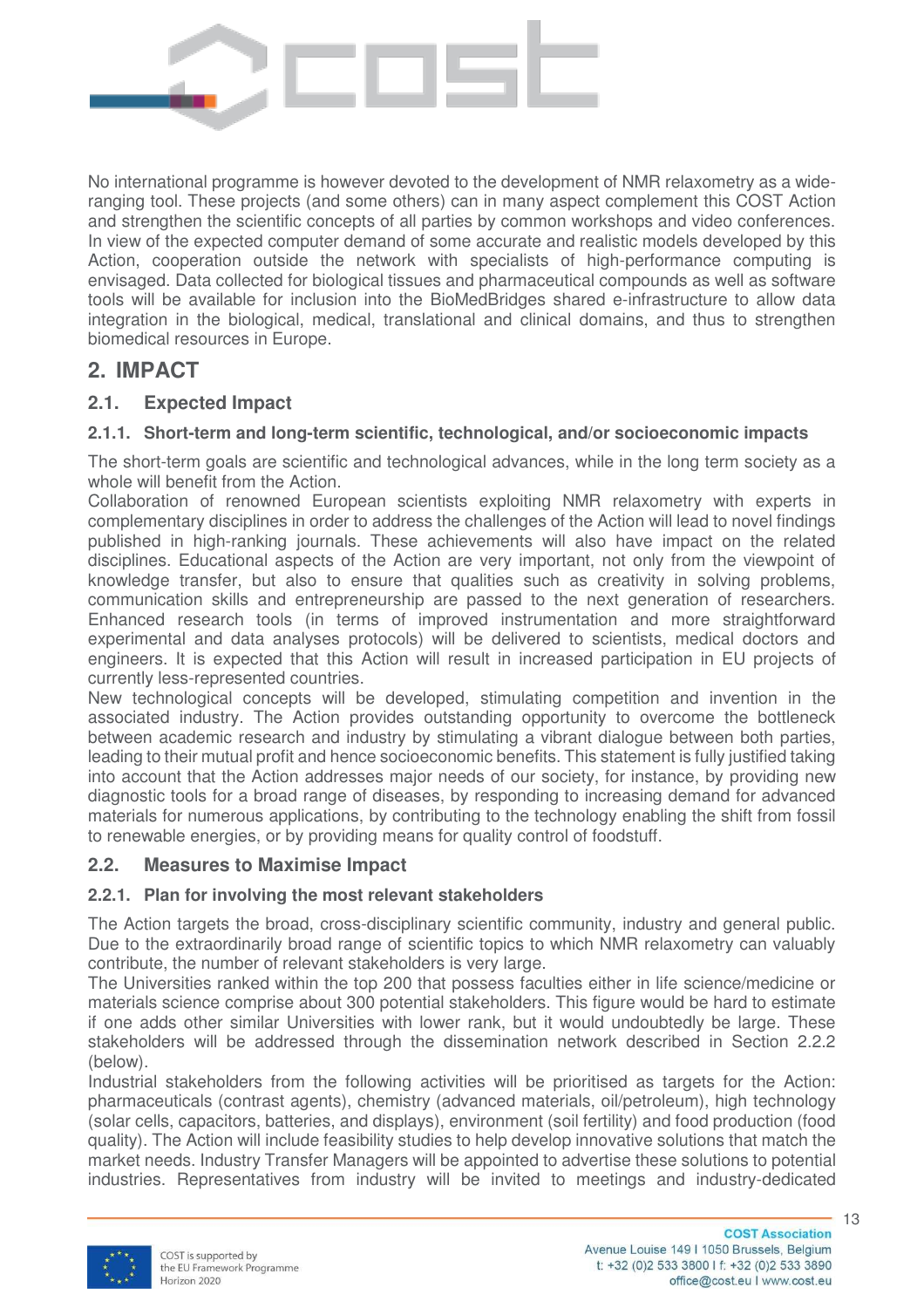No international programme is however devoted to the development of NMR relaxometry as a wide-ranging tool. These projects (and some others) can in many aspect complement this COST Action and strengthen the scientific concepts of all parties by common workshops and video conferences. In view of the expected computer demand of some accurate and realistic models developed by this Action, cooperation outside the network with specialists of high-performance computing is envisaged. Data collected for biological tissues and pharmaceutical compounds as well as software tools will be available for inclusion into the BioMedBridges shared e-infrastructure to allow data integration in the biological, medical, translational and clinical domains, and thus to strengthen biomedical resources in Europe.

## 2. IMPACT

### 2.1. Expected Impact

#### 2.1.1. Short-term and long-term scientific, technological, and/or socioeconomic impacts

The short-term goals are scientific and technological advances, while in the long term society as a whole will benefit from the Action.

Collaboration of renowned European scientists exploiting NMR relaxometry with experts in complementary disciplines in order to address the challenges of the Action will lead to novel findings published in high-ranking journals. These achievements will also have impact on the related disciplines. Educational aspects of the Action are very important, not only from the viewpoint of knowledge transfer, but also to ensure that qualities such as creativity in solving problems, communication skills and entrepreneurship are passed to the next generation of researchers. Enhanced research tools (in terms of improved instrumentation and more straightforward experimental and data analyses protocols) will be delivered to scientists, medical doctors and engineers. It is expected that this Action will result in increased participation in EU projects of currently less-represented countries.

New technological concepts will be developed, stimulating competition and invention in the associated industry. The Action provides outstanding opportunity to overcome the bottleneck between academic research and industry by stimulating a vibrant dialogue between both parties, leading to their mutual profit and hence socioeconomic benefits. This statement is fully justified taking into account that the Action addresses major needs of our society, for instance, by providing new diagnostic tools for a broad range of diseases, by responding to increasing demand for advanced materials for numerous applications, by contributing to the technology enabling the shift from fossil to renewable energies, or by providing means for quality control of foodstuff.

### 2.2. Measures to Maximise Impact

#### 2.2.1. Plan for involving the most relevant stakeholders

The Action targets the broad, cross-disciplinary scientific community, industry and general public. Due to the extraordinarily broad range of scientific topics to which NMR relaxometry can valuably contribute, the number of relevant stakeholders is very large.

The Universities ranked within the top 200 that possess faculties either in life science/medicine or materials science comprise about 300 potential stakeholders. This figure would be hard to estimate if one adds other similar Universities with lower rank, but it would undoubtedly be large. These stakeholders will be addressed through the dissemination network described in Section 2.2.2 (below).

Industrial stakeholders from the following activities will be prioritised as targets for the Action: pharmaceuticals (contrast agents), chemistry (advanced materials, oil/petroleum), high technology (solar cells, capacitors, batteries, and displays), environment (soil fertility) and food production (food quality). The Action will include feasibility studies to help develop innovative solutions that match the market needs. Industry Transfer Managers will be appointed to advertise these solutions to potential industries. Representatives from industry will be invited to meetings and industry-dedicated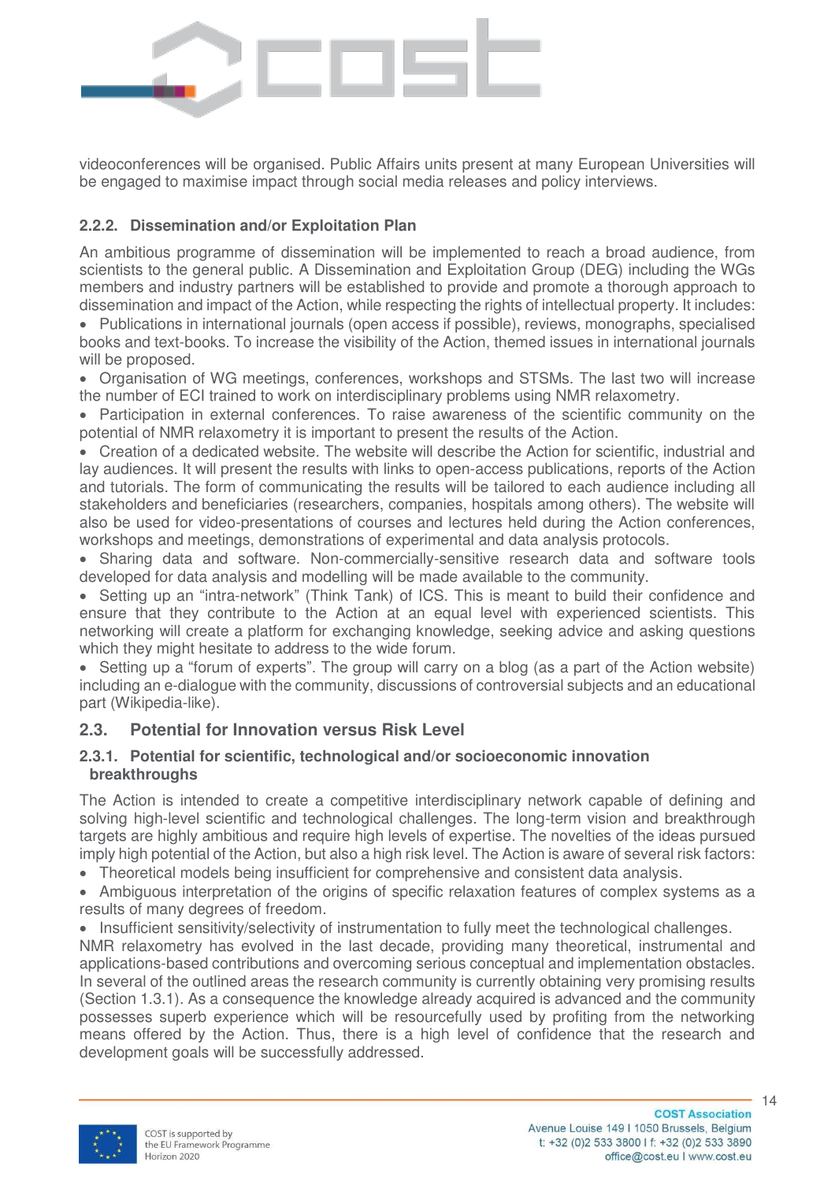videoconferences will be organised. Public Affairs units present at many European Universities will be engaged to maximise impact through social media releases and policy interviews.

### 2.2.2. Dissemination and/or Exploitation Plan

An ambitious programme of dissemination will be implemented to reach a broad audience, from scientists to the general public. A Dissemination and Exploitation Group (DEG) including the WGs members and industry partners will be established to provide and promote a thorough approach to dissemination and impact of the Action, while respecting the rights of intellectual property. It includes:

- Publications in international journals (open access if possible), reviews, monographs, specialised books and text-books. To increase the visibility of the Action, themed issues in international journals will be proposed.
- Organisation of WG meetings, conferences, workshops and STSMs. The last two will increase the number of ECI trained to work on interdisciplinary problems using NMR relaxometry.
- Participation in external conferences. To raise awareness of the scientific community on the potential of NMR relaxometry it is important to present the results of the Action.
- Creation of a dedicated website. The website will describe the Action for scientific, industrial and lay audiences. It will present the results with links to open-access publications, reports of the Action and tutorials. The form of communicating the results will be tailored to each audience including all stakeholders and beneficiaries (researchers, companies, hospitals among others). The website will also be used for video-presentations of courses and lectures held during the Action conferences, workshops and meetings, demonstrations of experimental and data analysis protocols.
- Sharing data and software. Non-commercially-sensitive research data and software tools developed for data analysis and modelling will be made available to the community.
- Setting up an "intra-network" (Think Tank) of ICS. This is meant to build their confidence and ensure that they contribute to the Action at an equal level with experienced scientists. This networking will create a platform for exchanging knowledge, seeking advice and asking questions which they might hesitate to address to the wide forum.
- Setting up a "forum of experts". The group will carry on a blog (as a part of the Action website) including an e-dialogue with the community, discussions of controversial subjects and an educational part (Wikipedia-like).

## 2.3. Potential for Innovation versus Risk Level

### 2.3.1. Potential for scientific, technological and/or socioeconomic innovation breakthroughs

The Action is intended to create a competitive interdisciplinary network capable of defining and solving high-level scientific and technological challenges. The long-term vision and breakthrough targets are highly ambitious and require high levels of expertise. The novelties of the ideas pursued imply high potential of the Action, but also a high risk level. The Action is aware of several risk factors:

- Theoretical models being insufficient for comprehensive and consistent data analysis.
- Ambiguous interpretation of the origins of specific relaxation features of complex systems as a results of many degrees of freedom.
- Insufficient sensitivity/selectivity of instrumentation to fully meet the technological challenges.

NMR relaxometry has evolved in the last decade, providing many theoretical, instrumental and applications-based contributions and overcoming serious conceptual and implementation obstacles. In several of the outlined areas the research community is currently obtaining very promising results (Section 1.3.1). As a consequence the knowledge already acquired is advanced and the community possesses superb experience which will be resourcefully used by profiting from the networking means offered by the Action. Thus, there is a high level of confidence that the research and development goals will be successfully addressed.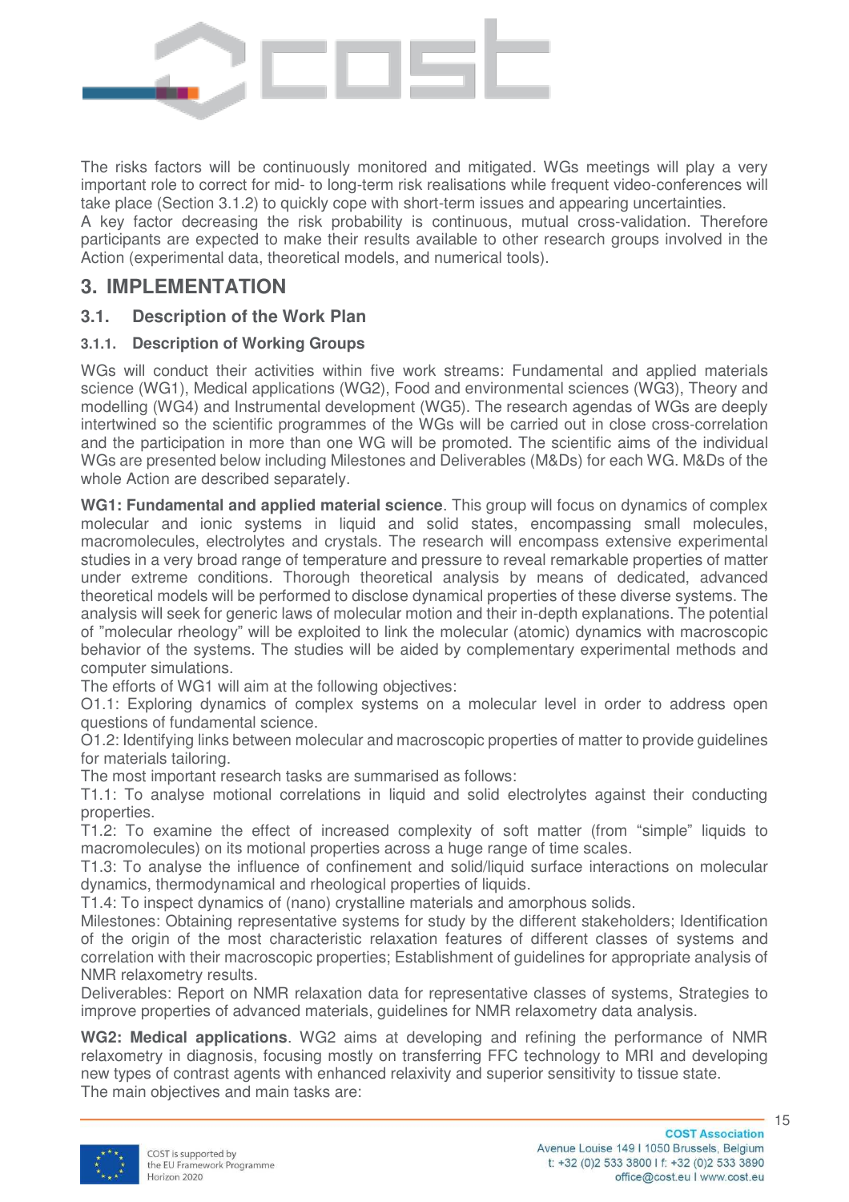The risks factors will be continuously monitored and mitigated. WGs meetings will play a very important role to correct for mid- to long-term risk realisations while frequent video-conferences will take place (Section 3.1.2) to quickly cope with short-term issues and appearing uncertainties.
A key factor decreasing the risk probability is continuous, mutual cross-validation. Therefore participants are expected to make their results available to other research groups involved in the Action (experimental data, theoretical models, and numerical tools).

## 3. IMPLEMENTATION

### 3.1. Description of the Work Plan

#### 3.1.1. Description of Working Groups

WGs will conduct their activities within five work streams: Fundamental and applied materials science (WG1), Medical applications (WG2), Food and environmental sciences (WG3), Theory and modelling (WG4) and Instrumental development (WG5). The research agendas of WGs are deeply intertwined so the scientific programmes of the WGs will be carried out in close cross-correlation and the participation in more than one WG will be promoted. The scientific aims of the individual WGs are presented below including Milestones and Deliverables (M&Ds) for each WG. M&Ds of the whole Action are described separately.

**WG1: Fundamental and applied material science**. This group will focus on dynamics of complex molecular and ionic systems in liquid and solid states, encompassing small molecules, macromolecules, electrolytes and crystals. The research will encompass extensive experimental studies in a very broad range of temperature and pressure to reveal remarkable properties of matter under extreme conditions. Thorough theoretical analysis by means of dedicated, advanced theoretical models will be performed to disclose dynamical properties of these diverse systems. The analysis will seek for generic laws of molecular motion and their in-depth explanations. The potential of "molecular rheology" will be exploited to link the molecular (atomic) dynamics with macroscopic behavior of the systems. The studies will be aided by complementary experimental methods and computer simulations.
The efforts of WG1 will aim at the following objectives:
O1.1: Exploring dynamics of complex systems on a molecular level in order to address open questions of fundamental science.
O1.2: Identifying links between molecular and macroscopic properties of matter to provide guidelines for materials tailoring.
The most important research tasks are summarised as follows:
T1.1: To analyse motional correlations in liquid and solid electrolytes against their conducting properties.
T1.2: To examine the effect of increased complexity of soft matter (from "simple" liquids to macromolecules) on its motional properties across a huge range of time scales.
T1.3: To analyse the influence of confinement and solid/liquid surface interactions on molecular dynamics, thermodynamical and rheological properties of liquids.
T1.4: To inspect dynamics of (nano) crystalline materials and amorphous solids.
Milestones: Obtaining representative systems for study by the different stakeholders; Identification of the origin of the most characteristic relaxation features of different classes of systems and correlation with their macroscopic properties; Establishment of guidelines for appropriate analysis of NMR relaxometry results.
Deliverables: Report on NMR relaxation data for representative classes of systems, Strategies to improve properties of advanced materials, guidelines for NMR relaxometry data analysis.

**WG2: Medical applications**. WG2 aims at developing and refining the performance of NMR relaxometry in diagnosis, focusing mostly on transferring FFC technology to MRI and developing new types of contrast agents with enhanced relaxivity and superior sensitivity to tissue state.
The main objectives and main tasks are: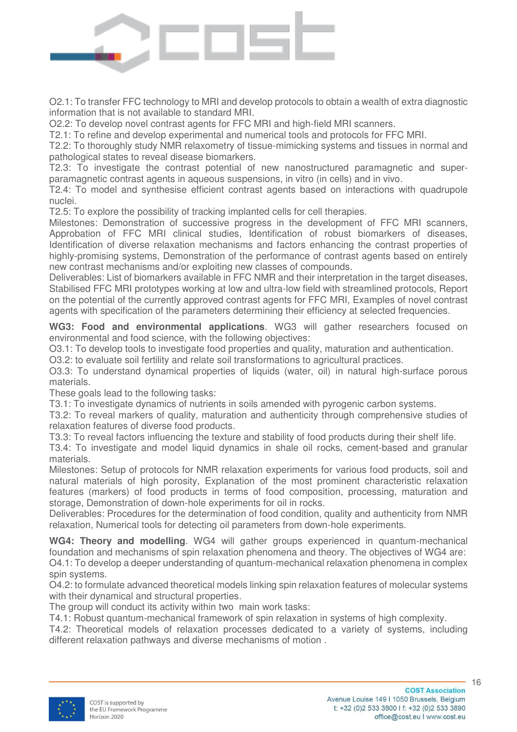O2.1: To transfer FFC technology to MRI and develop protocols to obtain a wealth of extra diagnostic information that is not available to standard MRI.
O2.2: To develop novel contrast agents for FFC MRI and high-field MRI scanners.
T2.1: To refine and develop experimental and numerical tools and protocols for FFC MRI.
T2.2: To thoroughly study NMR relaxometry of tissue-mimicking systems and tissues in normal and pathological states to reveal disease biomarkers.
T2.3: To investigate the contrast potential of new nanostructured paramagnetic and super-paramagnetic contrast agents in aqueous suspensions, in vitro (in cells) and in vivo.
T2.4: To model and synthesise efficient contrast agents based on interactions with quadrupole nuclei.
T2.5: To explore the possibility of tracking implanted cells for cell therapies.
Milestones: Demonstration of successive progress in the development of FFC MRI scanners, Approbation of FFC MRI clinical studies, Identification of robust biomarkers of diseases, Identification of diverse relaxation mechanisms and factors enhancing the contrast properties of highly-promising systems, Demonstration of the performance of contrast agents based on entirely new contrast mechanisms and/or exploiting new classes of compounds.
Deliverables: List of biomarkers available in FFC NMR and their interpretation in the target diseases, Stabilised FFC MRI prototypes working at low and ultra-low field with streamlined protocols, Report on the potential of the currently approved contrast agents for FFC MRI, Examples of novel contrast agents with specification of the parameters determining their efficiency at selected frequencies.

**WG3: Food and environmental applications**. WG3 will gather researchers focused on environmental and food science, with the following objectives:
O3.1: To develop tools to investigate food properties and quality, maturation and authentication.
O3.2: to evaluate soil fertility and relate soil transformations to agricultural practices.
O3.3: To understand dynamical properties of liquids (water, oil) in natural high-surface porous materials.
These goals lead to the following tasks:
T3.1: To investigate dynamics of nutrients in soils amended with pyrogenic carbon systems.
T3.2: To reveal markers of quality, maturation and authenticity through comprehensive studies of relaxation features of diverse food products.
T3.3: To reveal factors influencing the texture and stability of food products during their shelf life.
T3.4: To investigate and model liquid dynamics in shale oil rocks, cement-based and granular materials.
Milestones: Setup of protocols for NMR relaxation experiments for various food products, soil and natural materials of high porosity, Explanation of the most prominent characteristic relaxation features (markers) of food products in terms of food composition, processing, maturation and storage, Demonstration of down-hole experiments for oil in rocks.
Deliverables: Procedures for the determination of food condition, quality and authenticity from NMR relaxation, Numerical tools for detecting oil parameters from down-hole experiments.

**WG4: Theory and modelling**. WG4 will gather groups experienced in quantum-mechanical foundation and mechanisms of spin relaxation phenomena and theory. The objectives of WG4 are:
O4.1: To develop a deeper understanding of quantum-mechanical relaxation phenomena in complex spin systems.
O4.2: to formulate advanced theoretical models linking spin relaxation features of molecular systems with their dynamical and structural properties.
The group will conduct its activity within two main work tasks:
T4.1: Robust quantum-mechanical framework of spin relaxation in systems of high complexity.
T4.2: Theoretical models of relaxation processes dedicated to a variety of systems, including different relaxation pathways and diverse mechanisms of motion .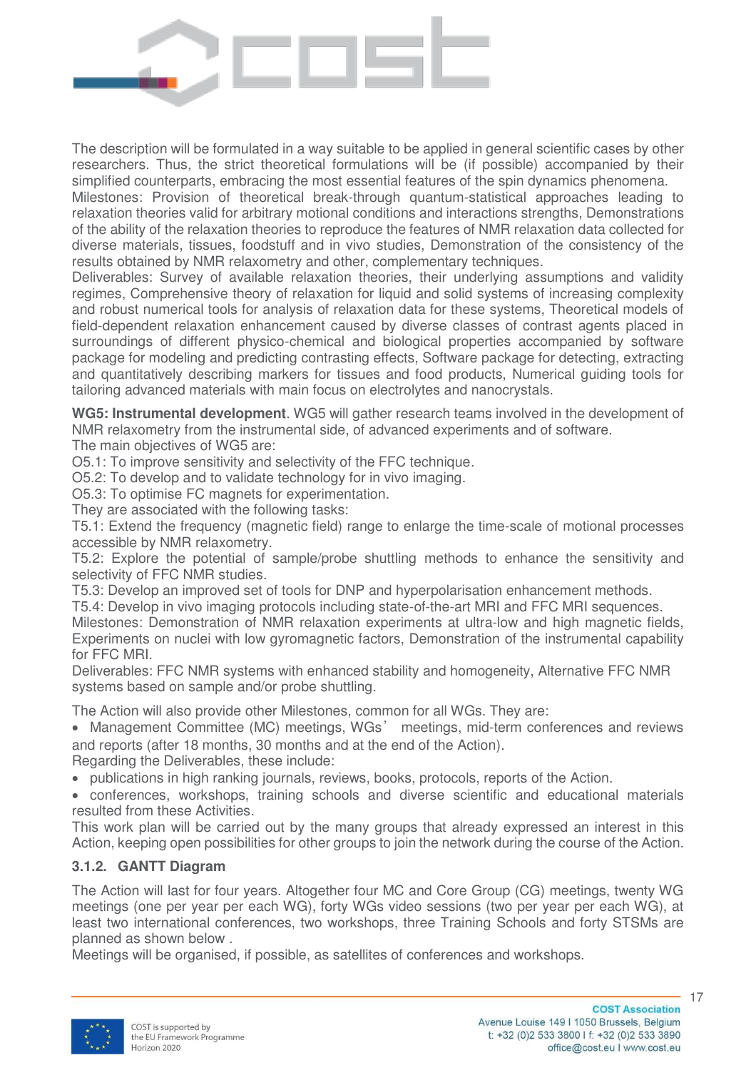The description will be formulated in a way suitable to be applied in general scientific cases by other researchers. Thus, the strict theoretical formulations will be (if possible) accompanied by their simplified counterparts, embracing the most essential features of the spin dynamics phenomena.
Milestones: Provision of theoretical break-through quantum-statistical approaches leading to relaxation theories valid for arbitrary motional conditions and interactions strengths, Demonstrations of the ability of the relaxation theories to reproduce the features of NMR relaxation data collected for diverse materials, tissues, foodstuff and in vivo studies, Demonstration of the consistency of the results obtained by NMR relaxometry and other, complementary techniques.
Deliverables: Survey of available relaxation theories, their underlying assumptions and validity regimes, Comprehensive theory of relaxation for liquid and solid systems of increasing complexity and robust numerical tools for analysis of relaxation data for these systems, Theoretical models of field-dependent relaxation enhancement caused by diverse classes of contrast agents placed in surroundings of different physico-chemical and biological properties accompanied by software package for modeling and predicting contrasting effects, Software package for detecting, extracting and quantitatively describing markers for tissues and food products, Numerical guiding tools for tailoring advanced materials with main focus on electrolytes and nanocrystals.

**WG5: Instrumental development**. WG5 will gather research teams involved in the development of NMR relaxometry from the instrumental side, of advanced experiments and of software.
The main objectives of WG5 are:
O5.1: To improve sensitivity and selectivity of the FFC technique.
O5.2: To develop and to validate technology for in vivo imaging.
O5.3: To optimise FC magnets for experimentation.
They are associated with the following tasks:
T5.1: Extend the frequency (magnetic field) range to enlarge the time-scale of motional processes accessible by NMR relaxometry.
T5.2: Explore the potential of sample/probe shuttling methods to enhance the sensitivity and selectivity of FFC NMR studies.
T5.3: Develop an improved set of tools for DNP and hyperpolarisation enhancement methods.
T5.4: Develop in vivo imaging protocols including state-of-the-art MRI and FFC MRI sequences.
Milestones: Demonstration of NMR relaxation experiments at ultra-low and high magnetic fields, Experiments on nuclei with low gyromagnetic factors, Demonstration of the instrumental capability for FFC MRI.
Deliverables: FFC NMR systems with enhanced stability and homogeneity, Alternative FFC NMR systems based on sample and/or probe shuttling.

The Action will also provide other Milestones, common for all WGs. They are:

- Management Committee (MC) meetings, WGs' meetings, mid-term conferences and reviews and reports (after 18 months, 30 months and at the end of the Action).

Regarding the Deliverables, these include:

- publications in high ranking journals, reviews, books, protocols, reports of the Action.
- conferences, workshops, training schools and diverse scientific and educational materials resulted from these Activities.

This work plan will be carried out by the many groups that already expressed an interest in this Action, keeping open possibilities for other groups to join the network during the course of the Action.

### 3.1.2. GANTT Diagram

The Action will last for four years. Altogether four MC and Core Group (CG) meetings, twenty WG meetings (one per year per each WG), forty WGs video sessions (two per year per each WG), at least two international conferences, two workshops, three Training Schools and forty STSMs are planned as shown below .
Meetings will be organised, if possible, as satellites of conferences and workshops.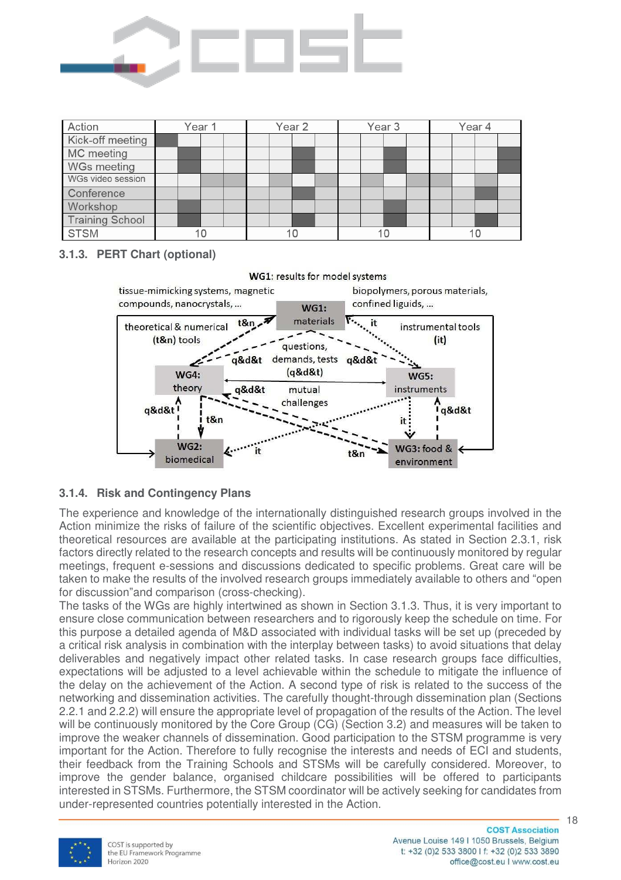| Action | Year 1 | | | | Year 2 | | | | Year 3 | | | | Year 4 | | | |
|---|---|---|---|---|---|---|---|---|---|---|---|---|---|---|---|---|
| Kick-off meeting | | | | | | | | | | | | | | | | |
| MC meeting | | | | | | | | | | | | | | | | |
| WGs meeting | | | | | | | | | | | | | | | | |
| WGs video session | | | | | | | | | | | | | | | | |
| Conference | | | | | | | | | | | | | | | | |
| Workshop | | | | | | | | | | | | | | | | |
| Training School | | | | | | | | | | | | | | | | |
| STSM | 10 | | | | 10 | | | | 10 | | | | 10 | | | |

### 3.1.3. PERT Chart (optional)

WG1: results for model systems

tissue-mimicking systems, magnetic compounds, nanocrystals, ...

biopolymers, porous materials, confined liguids, ...

WG1: materials

theoretical & numerical (t&n) tools

instrumental tools (it)

questions, demands, tests (q&d&t)

WG4: theory

WG5: instruments

mutual challenges

WG2: biomedical

WG3: food & environment

t&n, it, q&d&t

### 3.1.4. Risk and Contingency Plans

The experience and knowledge of the internationally distinguished research groups involved in the Action minimize the risks of failure of the scientific objectives. Excellent experimental facilities and theoretical resources are available at the participating institutions. As stated in Section 2.3.1, risk factors directly related to the research concepts and results will be continuously monitored by regular meetings, frequent e-sessions and discussions dedicated to specific problems. Great care will be taken to make the results of the involved research groups immediately available to others and "open for discussion"and comparison (cross-checking).

The tasks of the WGs are highly intertwined as shown in Section 3.1.3. Thus, it is very important to ensure close communication between researchers and to rigorously keep the schedule on time. For this purpose a detailed agenda of M&D associated with individual tasks will be set up (preceded by a critical risk analysis in combination with the interplay between tasks) to avoid situations that delay deliverables and negatively impact other related tasks. In case research groups face difficulties, expectations will be adjusted to a level achievable within the schedule to mitigate the influence of the delay on the achievement of the Action. A second type of risk is related to the success of the networking and dissemination activities. The carefully thought-through dissemination plan (Sections 2.2.1 and 2.2.2) will ensure the appropriate level of propagation of the results of the Action. The level will be continuously monitored by the Core Group (CG) (Section 3.2) and measures will be taken to improve the weaker channels of dissemination. Good participation to the STSM programme is very important for the Action. Therefore to fully recognise the interests and needs of ECI and students, their feedback from the Training Schools and STSMs will be carefully considered. Moreover, to improve the gender balance, organised childcare possibilities will be offered to participants interested in STSMs. Furthermore, the STSM coordinator will be actively seeking for candidates from under-represented countries potentially interested in the Action.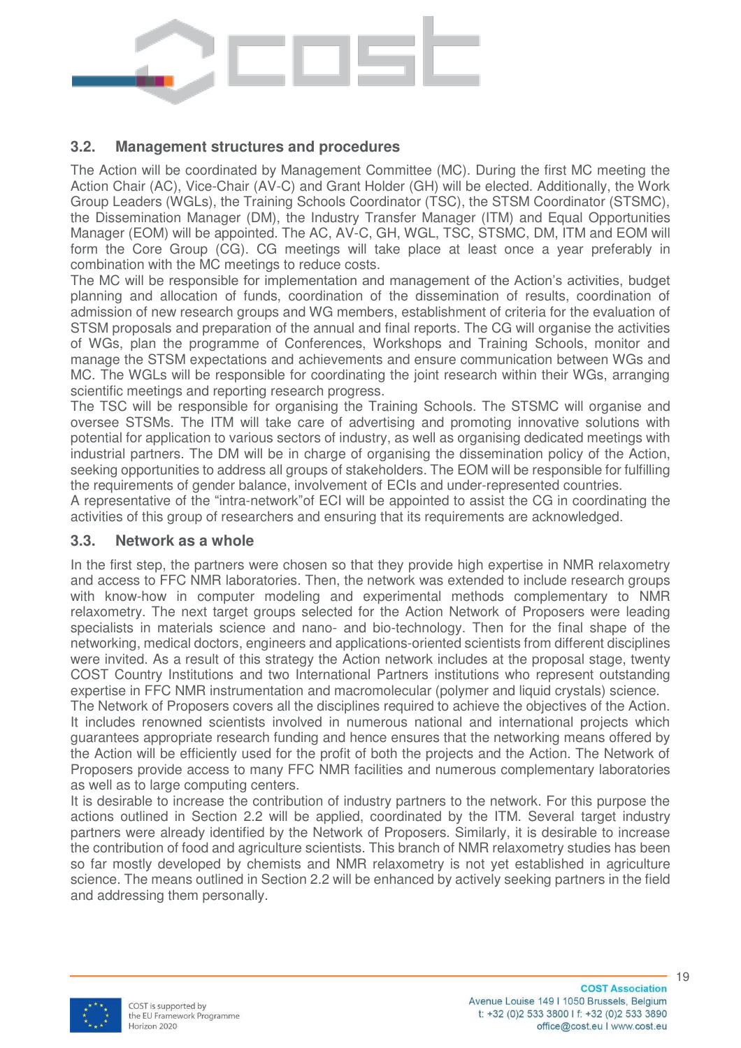### 3.2. Management structures and procedures

The Action will be coordinated by Management Committee (MC). During the first MC meeting the Action Chair (AC), Vice-Chair (AV-C) and Grant Holder (GH) will be elected. Additionally, the Work Group Leaders (WGLs), the Training Schools Coordinator (TSC), the STSM Coordinator (STSMC), the Dissemination Manager (DM), the Industry Transfer Manager (ITM) and Equal Opportunities Manager (EOM) will be appointed. The AC, AV-C, GH, WGL, TSC, STSMC, DM, ITM and EOM will form the Core Group (CG). CG meetings will take place at least once a year preferably in combination with the MC meetings to reduce costs.

The MC will be responsible for implementation and management of the Action's activities, budget planning and allocation of funds, coordination of the dissemination of results, coordination of admission of new research groups and WG members, establishment of criteria for the evaluation of STSM proposals and preparation of the annual and final reports. The CG will organise the activities of WGs, plan the programme of Conferences, Workshops and Training Schools, monitor and manage the STSM expectations and achievements and ensure communication between WGs and MC. The WGLs will be responsible for coordinating the joint research within their WGs, arranging scientific meetings and reporting research progress.

The TSC will be responsible for organising the Training Schools. The STSMC will organise and oversee STSMs. The ITM will take care of advertising and promoting innovative solutions with potential for application to various sectors of industry, as well as organising dedicated meetings with industrial partners. The DM will be in charge of organising the dissemination policy of the Action, seeking opportunities to address all groups of stakeholders. The EOM will be responsible for fulfilling the requirements of gender balance, involvement of ECIs and under-represented countries.

A representative of the "intra-network"of ECI will be appointed to assist the CG in coordinating the activities of this group of researchers and ensuring that its requirements are acknowledged.

### 3.3. Network as a whole

In the first step, the partners were chosen so that they provide high expertise in NMR relaxometry and access to FFC NMR laboratories. Then, the network was extended to include research groups with know-how in computer modeling and experimental methods complementary to NMR relaxometry. The next target groups selected for the Action Network of Proposers were leading specialists in materials science and nano- and bio-technology. Then for the final shape of the networking, medical doctors, engineers and applications-oriented scientists from different disciplines were invited. As a result of this strategy the Action network includes at the proposal stage, twenty COST Country Institutions and two International Partners institutions who represent outstanding expertise in FFC NMR instrumentation and macromolecular (polymer and liquid crystals) science.

The Network of Proposers covers all the disciplines required to achieve the objectives of the Action. It includes renowned scientists involved in numerous national and international projects which guarantees appropriate research funding and hence ensures that the networking means offered by the Action will be efficiently used for the profit of both the projects and the Action. The Network of Proposers provide access to many FFC NMR facilities and numerous complementary laboratories as well as to large computing centers.

It is desirable to increase the contribution of industry partners to the network. For this purpose the actions outlined in Section 2.2 will be applied, coordinated by the ITM. Several target industry partners were already identified by the Network of Proposers. Similarly, it is desirable to increase the contribution of food and agriculture scientists. This branch of NMR relaxometry studies has been so far mostly developed by chemists and NMR relaxometry is not yet established in agriculture science. The means outlined in Section 2.2 will be enhanced by actively seeking partners in the field and addressing them personally.